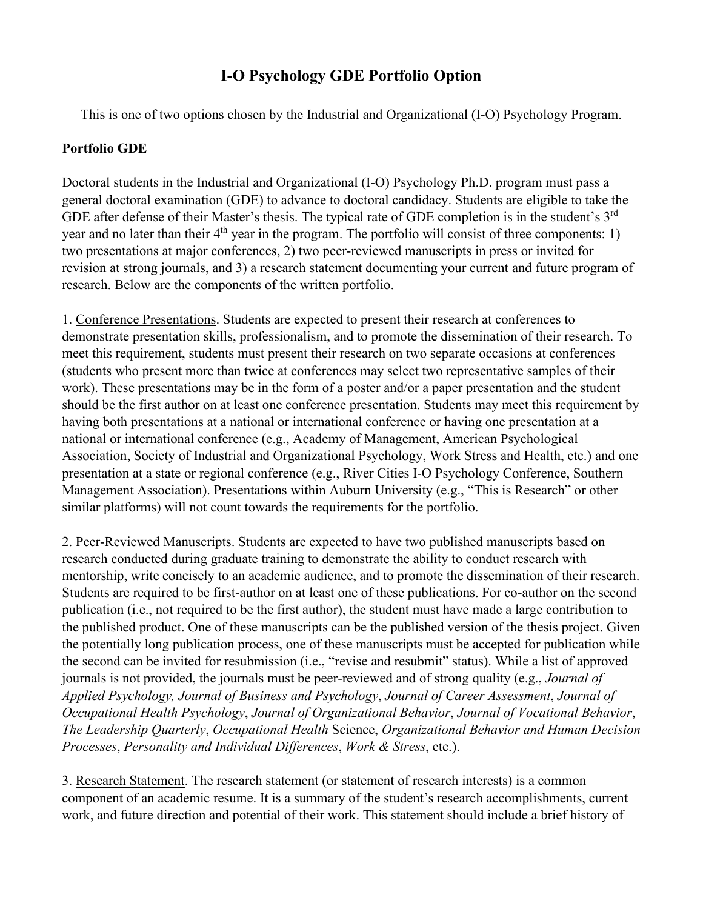# I-O Psychology GDE Portfolio Option

This is one of two options chosen by the Industrial and Organizational (I-O) Psychology Program.

**Portfolio GDE**

Doctoral students in the Industrial and Organizational (I-O) Psychology Ph.D. program must pass a general doctoral examination (GDE) to advance to doctoral candidacy. Students are eligible to take the GDE after defense of their Master's thesis. The typical rate of GDE completion is in the student's 3rd year and no later than their 4th year in the program. The portfolio will consist of three components: 1) two presentations at major conferences, 2) two peer-reviewed manuscripts in press or invited for revision at strong journals, and 3) a research statement documenting your current and future program of research. Below are the components of the written portfolio.

1. Conference Presentations. Students are expected to present their research at conferences to demonstrate presentation skills, professionalism, and to promote the dissemination of their research. To meet this requirement, students must present their research on two separate occasions at conferences (students who present more than twice at conferences may select two representative samples of their work). These presentations may be in the form of a poster and/or a paper presentation and the student should be the first author on at least one conference presentation. Students may meet this requirement by having both presentations at a national or international conference or having one presentation at a national or international conference (e.g., Academy of Management, American Psychological Association, Society of Industrial and Organizational Psychology, Work Stress and Health, etc.) and one presentation at a state or regional conference (e.g., River Cities I-O Psychology Conference, Southern Management Association). Presentations within Auburn University (e.g., "This is Research" or other similar platforms) will not count towards the requirements for the portfolio.

2. Peer-Reviewed Manuscripts. Students are expected to have two published manuscripts based on research conducted during graduate training to demonstrate the ability to conduct research with mentorship, write concisely to an academic audience, and to promote the dissemination of their research. Students are required to be first-author on at least one of these publications. For co-author on the second publication (i.e., not required to be the first author), the student must have made a large contribution to the published product. One of these manuscripts can be the published version of the thesis project. Given the potentially long publication process, one of these manuscripts must be accepted for publication while the second can be invited for resubmission (i.e., "revise and resubmit" status). While a list of approved journals is not provided, the journals must be peer-reviewed and of strong quality (e.g., *Journal of Applied Psychology, Journal of Business and Psychology*, *Journal of Career Assessment*, *Journal of Occupational Health Psychology*, *Journal of Organizational Behavior*, *Journal of Vocational Behavior*, *The Leadership Quarterly*, *Occupational Health* Science, *Organizational Behavior and Human Decision Processes*, *Personality and Individual Differences*, *Work & Stress*, etc.).

3. Research Statement. The research statement (or statement of research interests) is a common component of an academic resume. It is a summary of the student's research accomplishments, current work, and future direction and potential of their work. This statement should include a brief history of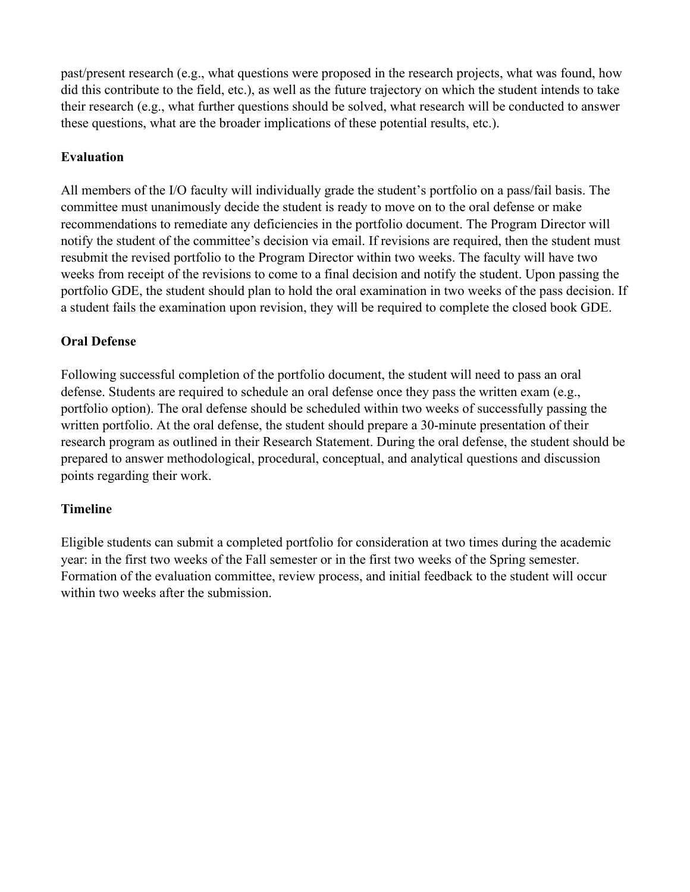past/present research (e.g., what questions were proposed in the research projects, what was found, how did this contribute to the field, etc.), as well as the future trajectory on which the student intends to take their research (e.g., what further questions should be solved, what research will be conducted to answer these questions, what are the broader implications of these potential results, etc.).

**Evaluation**

All members of the I/O faculty will individually grade the student's portfolio on a pass/fail basis. The committee must unanimously decide the student is ready to move on to the oral defense or make recommendations to remediate any deficiencies in the portfolio document. The Program Director will notify the student of the committee's decision via email. If revisions are required, then the student must resubmit the revised portfolio to the Program Director within two weeks. The faculty will have two weeks from receipt of the revisions to come to a final decision and notify the student. Upon passing the portfolio GDE, the student should plan to hold the oral examination in two weeks of the pass decision. If a student fails the examination upon revision, they will be required to complete the closed book GDE.

**Oral Defense**

Following successful completion of the portfolio document, the student will need to pass an oral defense. Students are required to schedule an oral defense once they pass the written exam (e.g., portfolio option). The oral defense should be scheduled within two weeks of successfully passing the written portfolio. At the oral defense, the student should prepare a 30-minute presentation of their research program as outlined in their Research Statement. During the oral defense, the student should be prepared to answer methodological, procedural, conceptual, and analytical questions and discussion points regarding their work.

**Timeline**

Eligible students can submit a completed portfolio for consideration at two times during the academic year: in the first two weeks of the Fall semester or in the first two weeks of the Spring semester. Formation of the evaluation committee, review process, and initial feedback to the student will occur within two weeks after the submission.